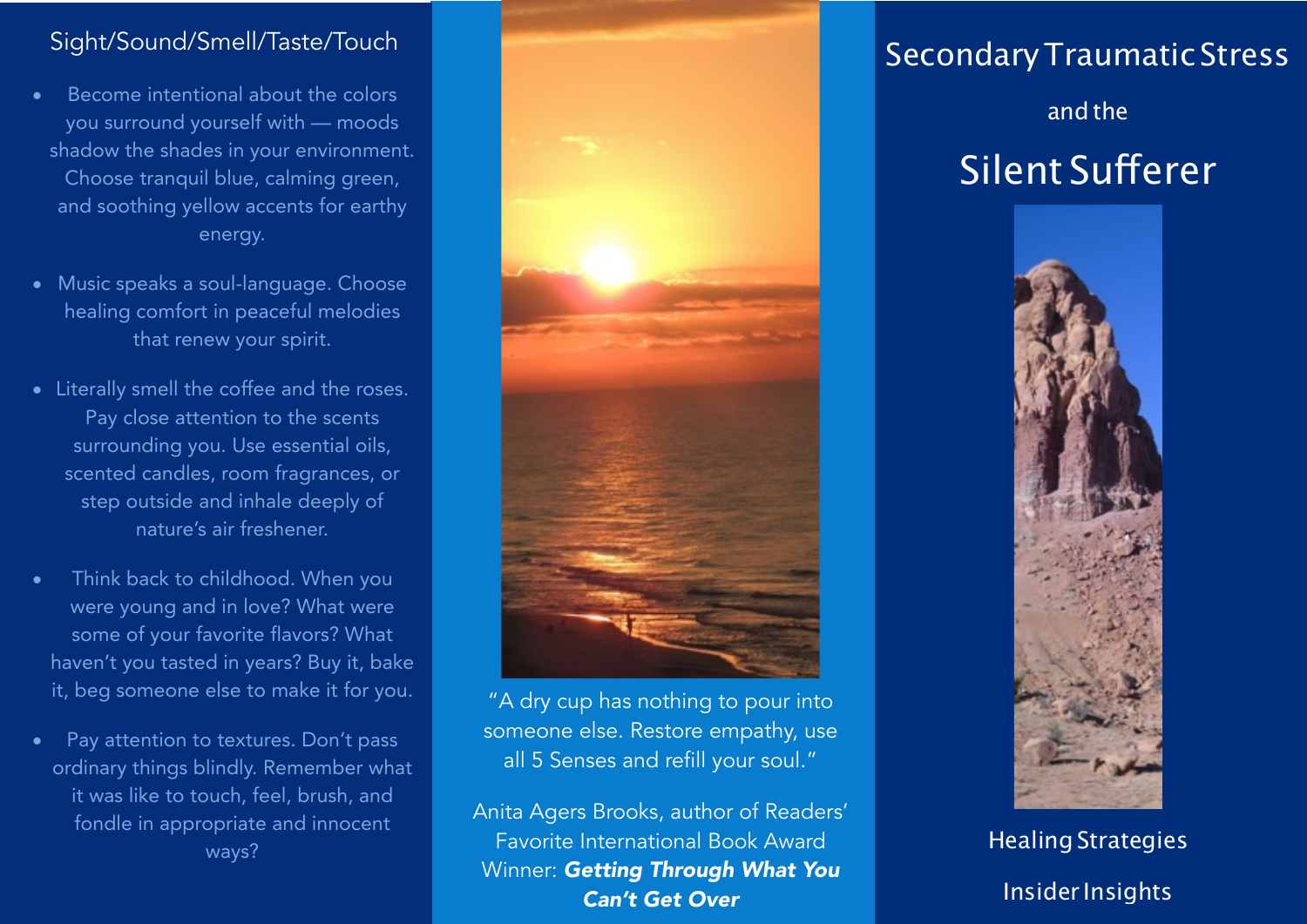## Sight/Sound/Smell/Taste/Touch

- Become intentional about the colors you surround yourself with — moods shadow the shades in your environment. Choose tranquil blue, calming green, and soothing yellow accents for earthy energy.
- Music speaks a soul-language. Choose healing comfort in peaceful melodies that renew your spirit.
- Literally smell the coffee and the roses. Pay close attention to the scents surrounding you. Use essential oils, scented candles, room fragrances, or step outside and inhale deeply of nature's air freshener.
- Think back to childhood. When you were young and in love? What were some of your favorite flavors? What haven't you tasted in years? Buy it, bake it, beg someone else to make it for you.
- Pay attention to textures. Don't pass ordinary things blindly. Remember what it was like to touch, feel, brush, and fondle in appropriate and innocent ways?

"A dry cup has nothing to pour into someone else. Restore empathy, use all 5 Senses and refill your soul."

Anita Agers Brooks, author of Readers' Favorite International Book Award Winner: ***Getting Through What You Can't Get Over***

# Secondary Traumatic Stress

and the

# Silent Sufferer

Healing Strategies

Insider Insights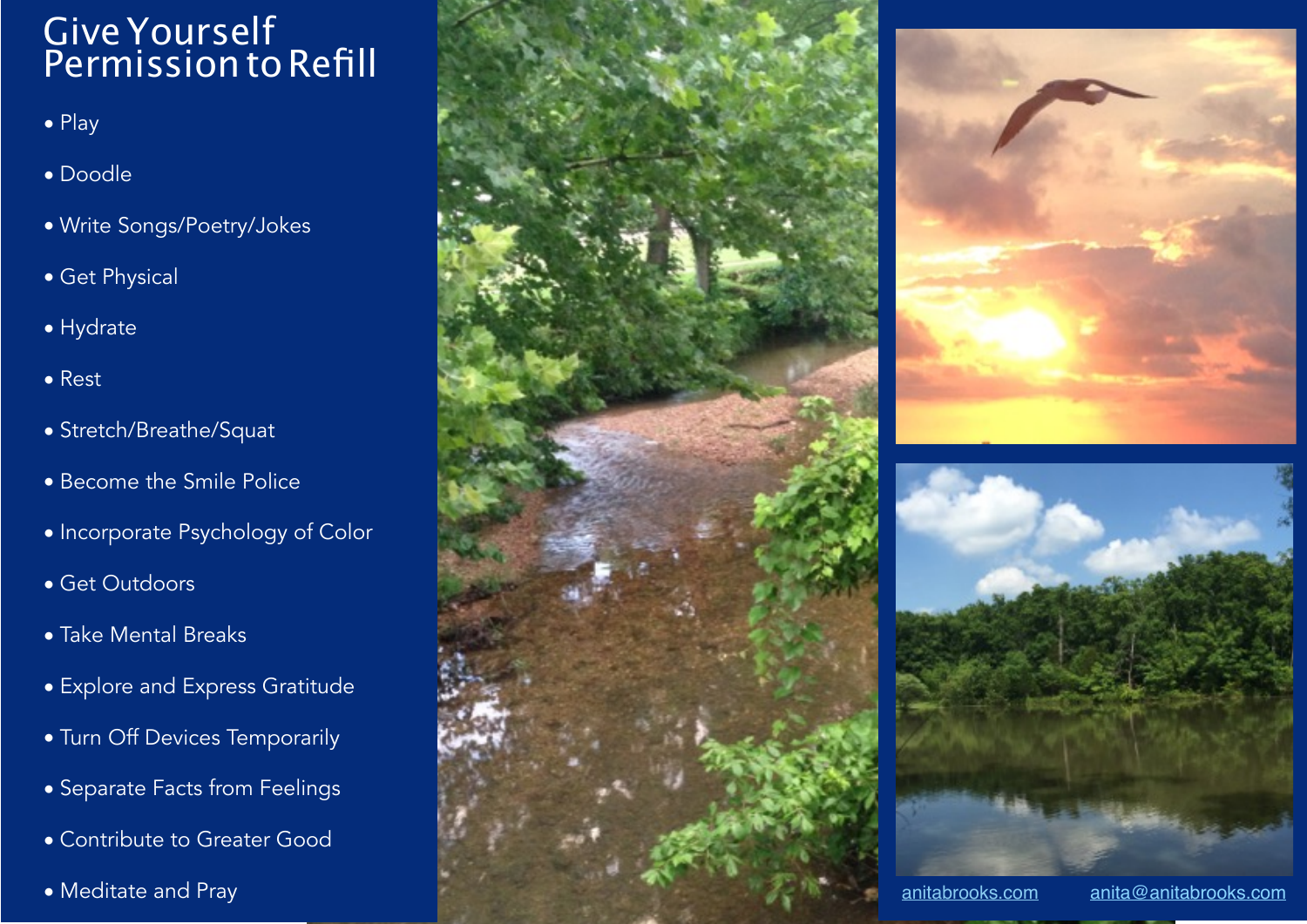# Give Yourself Permission to Refill

- Play
- Doodle
- Write Songs/Poetry/Jokes
- Get Physical
- Hydrate
- Rest
- Stretch/Breathe/Squat
- Become the Smile Police
- Incorporate Psychology of Color
- Get Outdoors
- Take Mental Breaks
- Explore and Express Gratitude
- Turn Off Devices Temporarily
- Separate Facts from Feelings
- Contribute to Greater Good
- Meditate and Pray

anitabrooks.com anita@anitabrooks.com